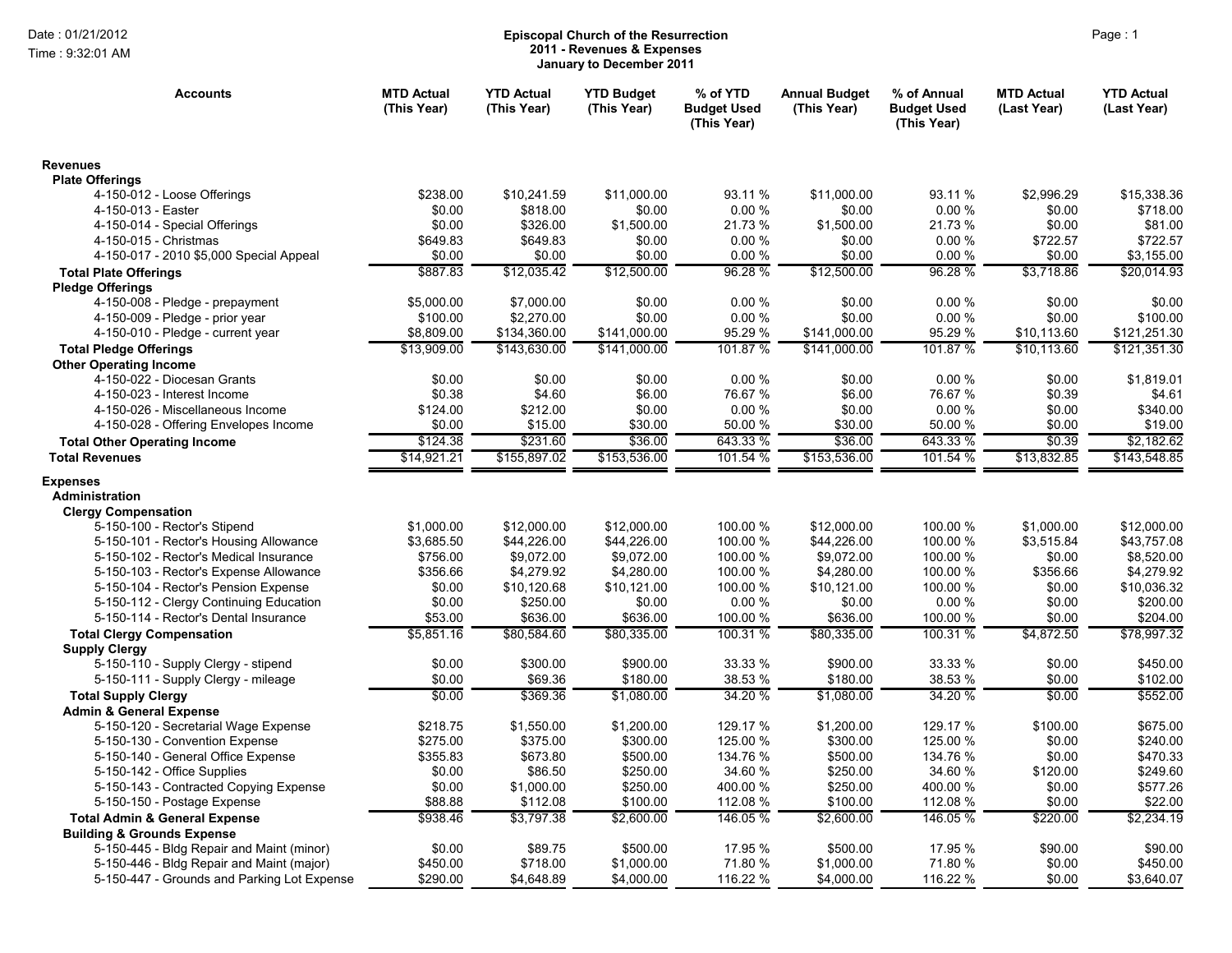Date : 01/21/2012

Time : 9:32:01 AM

**Episcopal Church of the Resurrection**
**2011 - Revenues & Expenses**
**January to December 2011**

| Accounts | MTD Actual (This Year) | YTD Actual (This Year) | YTD Budget (This Year) | % of YTD Budget Used (This Year) | Annual Budget (This Year) | % of Annual Budget Used (This Year) | MTD Actual (Last Year) | YTD Actual (Last Year) |
|---|---|---|---|---|---|---|---|---|
| **Revenues** | | | | | | | | |
| **Plate Offerings** | | | | | | | | |
| 4-150-012 - Loose Offerings | $238.00 | $10,241.59 | $11,000.00 | 93.11 % | $11,000.00 | 93.11 % | $2,996.29 | $15,338.36 |
| 4-150-013 - Easter | $0.00 | $818.00 | $0.00 | 0.00 % | $0.00 | 0.00 % | $0.00 | $718.00 |
| 4-150-014 - Special Offerings | $0.00 | $326.00 | $1,500.00 | 21.73 % | $1,500.00 | 21.73 % | $0.00 | $81.00 |
| 4-150-015 - Christmas | $649.83 | $649.83 | $0.00 | 0.00 % | $0.00 | 0.00 % | $722.57 | $722.57 |
| 4-150-017 - 2010 $5,000 Special Appeal | $0.00 | $0.00 | $0.00 | 0.00 % | $0.00 | 0.00 % | $0.00 | $3,155.00 |
| **Total Plate Offerings** | $887.83 | $12,035.42 | $12,500.00 | 96.28 % | $12,500.00 | 96.28 % | $3,718.86 | $20,014.93 |
| **Pledge Offerings** | | | | | | | | |
| 4-150-008 - Pledge - prepayment | $5,000.00 | $7,000.00 | $0.00 | 0.00 % | $0.00 | 0.00 % | $0.00 | $0.00 |
| 4-150-009 - Pledge - prior year | $100.00 | $2,270.00 | $0.00 | 0.00 % | $0.00 | 0.00 % | $0.00 | $100.00 |
| 4-150-010 - Pledge - current year | $8,809.00 | $134,360.00 | $141,000.00 | 95.29 % | $141,000.00 | 95.29 % | $10,113.60 | $121,251.30 |
| **Total Pledge Offerings** | $13,909.00 | $143,630.00 | $141,000.00 | 101.87 % | $141,000.00 | 101.87 % | $10,113.60 | $121,351.30 |
| **Other Operating Income** | | | | | | | | |
| 4-150-022 - Diocesan Grants | $0.00 | $0.00 | $0.00 | 0.00 % | $0.00 | 0.00 % | $0.00 | $1,819.01 |
| 4-150-023 - Interest Income | $0.38 | $4.60 | $6.00 | 76.67 % | $6.00 | 76.67 % | $0.39 | $4.61 |
| 4-150-026 - Miscellaneous Income | $124.00 | $212.00 | $0.00 | 0.00 % | $0.00 | 0.00 % | $0.00 | $340.00 |
| 4-150-028 - Offering Envelopes Income | $0.00 | $15.00 | $30.00 | 50.00 % | $30.00 | 50.00 % | $0.00 | $19.00 |
| **Total Other Operating Income** | $124.38 | $231.60 | $36.00 | 643.33 % | $36.00 | 643.33 % | $0.39 | $2,182.62 |
| **Total Revenues** | $14,921.21 | $155,897.02 | $153,536.00 | 101.54 % | $153,536.00 | 101.54 % | $13,832.85 | $143,548.85 |
| **Expenses** | | | | | | | | |
| **Administration** | | | | | | | | |
| **Clergy Compensation** | | | | | | | | |
| 5-150-100 - Rector's Stipend | $1,000.00 | $12,000.00 | $12,000.00 | 100.00 % | $12,000.00 | 100.00 % | $1,000.00 | $12,000.00 |
| 5-150-101 - Rector's Housing Allowance | $3,685.50 | $44,226.00 | $44,226.00 | 100.00 % | $44,226.00 | 100.00 % | $3,515.84 | $43,757.08 |
| 5-150-102 - Rector's Medical Insurance | $756.00 | $9,072.00 | $9,072.00 | 100.00 % | $9,072.00 | 100.00 % | $0.00 | $8,520.00 |
| 5-150-103 - Rector's Expense Allowance | $356.66 | $4,279.92 | $4,280.00 | 100.00 % | $4,280.00 | 100.00 % | $356.66 | $4,279.92 |
| 5-150-104 - Rector's Pension Expense | $0.00 | $10,120.68 | $10,121.00 | 100.00 % | $10,121.00 | 100.00 % | $0.00 | $10,036.32 |
| 5-150-112 - Clergy Continuing Education | $0.00 | $250.00 | $0.00 | 0.00 % | $0.00 | 0.00 % | $0.00 | $200.00 |
| 5-150-114 - Rector's Dental Insurance | $53.00 | $636.00 | $636.00 | 100.00 % | $636.00 | 100.00 % | $0.00 | $204.00 |
| **Total Clergy Compensation** | $5,851.16 | $80,584.60 | $80,335.00 | 100.31 % | $80,335.00 | 100.31 % | $4,872.50 | $78,997.32 |
| **Supply Clergy** | | | | | | | | |
| 5-150-110 - Supply Clergy - stipend | $0.00 | $300.00 | $900.00 | 33.33 % | $900.00 | 33.33 % | $0.00 | $450.00 |
| 5-150-111 - Supply Clergy - mileage | $0.00 | $69.36 | $180.00 | 38.53 % | $180.00 | 38.53 % | $0.00 | $102.00 |
| **Total Supply Clergy** | $0.00 | $369.36 | $1,080.00 | 34.20 % | $1,080.00 | 34.20 % | $0.00 | $552.00 |
| **Admin & General Expense** | | | | | | | | |
| 5-150-120 - Secretarial Wage Expense | $218.75 | $1,550.00 | $1,200.00 | 129.17 % | $1,200.00 | 129.17 % | $100.00 | $675.00 |
| 5-150-130 - Convention Expense | $275.00 | $375.00 | $300.00 | 125.00 % | $300.00 | 125.00 % | $0.00 | $240.00 |
| 5-150-140 - General Office Expense | $355.83 | $673.80 | $500.00 | 134.76 % | $500.00 | 134.76 % | $0.00 | $470.33 |
| 5-150-142 - Office Supplies | $0.00 | $86.50 | $250.00 | 34.60 % | $250.00 | 34.60 % | $120.00 | $249.60 |
| 5-150-143 - Contracted Copying Expense | $0.00 | $1,000.00 | $250.00 | 400.00 % | $250.00 | 400.00 % | $0.00 | $577.26 |
| 5-150-150 - Postage Expense | $88.88 | $112.08 | $100.00 | 112.08 % | $100.00 | 112.08 % | $0.00 | $22.00 |
| **Total Admin & General Expense** | $938.46 | $3,797.38 | $2,600.00 | 146.05 % | $2,600.00 | 146.05 % | $220.00 | $2,234.19 |
| **Building & Grounds Expense** | | | | | | | | |
| 5-150-445 - Bldg Repair and Maint (minor) | $0.00 | $89.75 | $500.00 | 17.95 % | $500.00 | 17.95 % | $90.00 | $90.00 |
| 5-150-446 - Bldg Repair and Maint (major) | $450.00 | $718.00 | $1,000.00 | 71.80 % | $1,000.00 | 71.80 % | $0.00 | $450.00 |
| 5-150-447 - Grounds and Parking Lot Expense | $290.00 | $4,648.89 | $4,000.00 | 116.22 % | $4,000.00 | 116.22 % | $0.00 | $3,640.07 |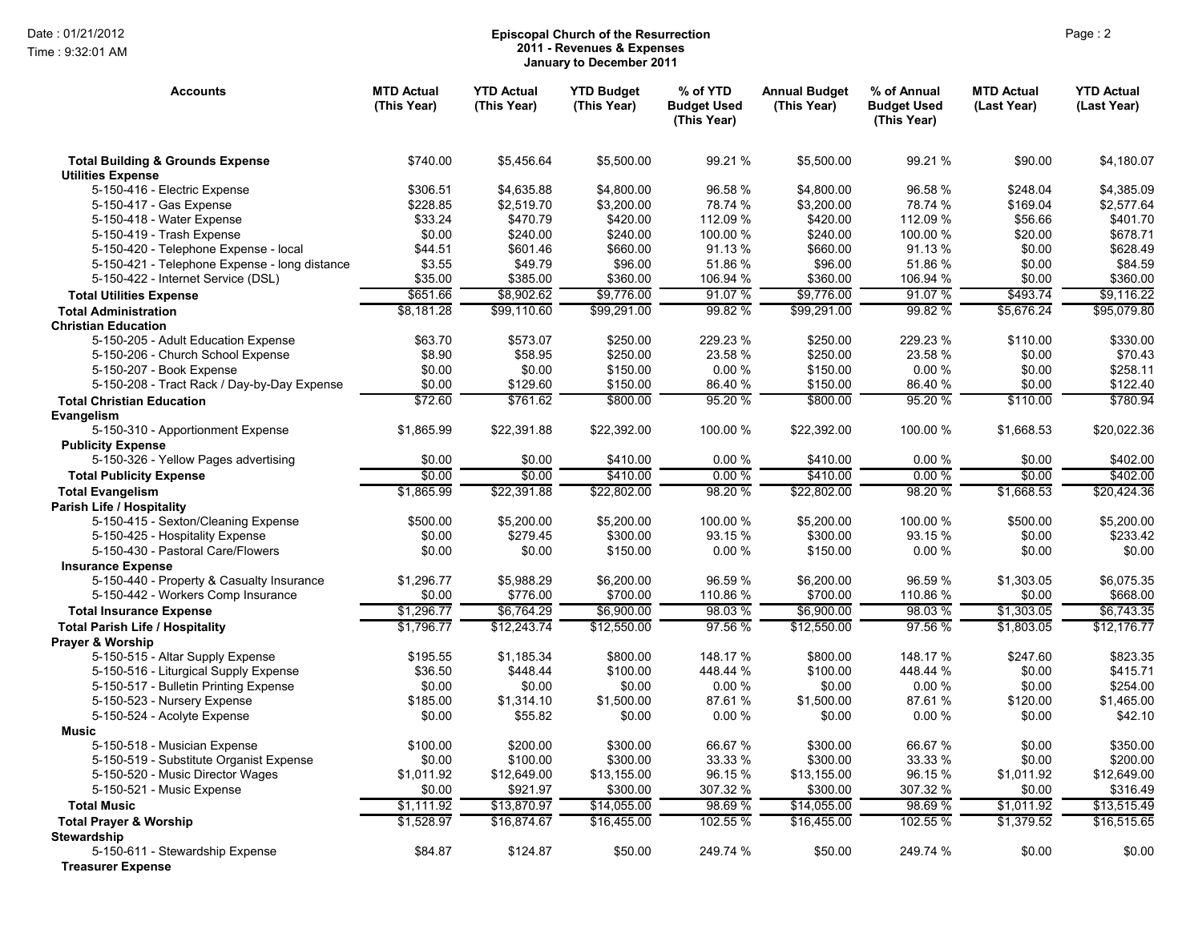**Episcopal Church of the Resurrection**
**2011 - Revenues & Expenses**
**January to December 2011**

Date : 01/21/2012
Time : 9:32:01 AM

| Accounts | MTD Actual (This Year) | YTD Actual (This Year) | YTD Budget (This Year) | % of YTD Budget Used (This Year) | Annual Budget (This Year) | % of Annual Budget Used (This Year) | MTD Actual (Last Year) | YTD Actual (Last Year) |
|---|---|---|---|---|---|---|---|---|
| **Total Building & Grounds Expense** | $740.00 | $5,456.64 | $5,500.00 | 99.21 % | $5,500.00 | 99.21 % | $90.00 | $4,180.07 |
| **Utilities Expense** | | | | | | | | |
| 5-150-416 - Electric Expense | $306.51 | $4,635.88 | $4,800.00 | 96.58 % | $4,800.00 | 96.58 % | $248.04 | $4,385.09 |
| 5-150-417 - Gas Expense | $228.85 | $2,519.70 | $3,200.00 | 78.74 % | $3,200.00 | 78.74 % | $169.04 | $2,577.64 |
| 5-150-418 - Water Expense | $33.24 | $470.79 | $420.00 | 112.09 % | $420.00 | 112.09 % | $56.66 | $401.70 |
| 5-150-419 - Trash Expense | $0.00 | $240.00 | $240.00 | 100.00 % | $240.00 | 100.00 % | $20.00 | $678.71 |
| 5-150-420 - Telephone Expense - local | $44.51 | $601.46 | $660.00 | 91.13 % | $660.00 | 91.13 % | $0.00 | $628.49 |
| 5-150-421 - Telephone Expense - long distance | $3.55 | $49.79 | $96.00 | 51.86 % | $96.00 | 51.86 % | $0.00 | $84.59 |
| 5-150-422 - Internet Service (DSL) | $35.00 | $385.00 | $360.00 | 106.94 % | $360.00 | 106.94 % | $0.00 | $360.00 |
| **Total Utilities Expense** | $651.66 | $8,902.62 | $9,776.00 | 91.07 % | $9,776.00 | 91.07 % | $493.74 | $9,116.22 |
| **Total Administration** | $8,181.28 | $99,110.60 | $99,291.00 | 99.82 % | $99,291.00 | 99.82 % | $5,676.24 | $95,079.80 |
| **Christian Education** | | | | | | | | |
| 5-150-205 - Adult Education Expense | $63.70 | $573.07 | $250.00 | 229.23 % | $250.00 | 229.23 % | $110.00 | $330.00 |
| 5-150-206 - Church School Expense | $8.90 | $58.95 | $250.00 | 23.58 % | $250.00 | 23.58 % | $0.00 | $70.43 |
| 5-150-207 - Book Expense | $0.00 | $0.00 | $150.00 | 0.00 % | $150.00 | 0.00 % | $0.00 | $258.11 |
| 5-150-208 - Tract Rack / Day-by-Day Expense | $0.00 | $129.60 | $150.00 | 86.40 % | $150.00 | 86.40 % | $0.00 | $122.40 |
| **Total Christian Education** | $72.60 | $761.62 | $800.00 | 95.20 % | $800.00 | 95.20 % | $110.00 | $780.94 |
| **Evangelism** | | | | | | | | |
| 5-150-310 - Apportionment Expense | $1,865.99 | $22,391.88 | $22,392.00 | 100.00 % | $22,392.00 | 100.00 % | $1,668.53 | $20,022.36 |
| **Publicity Expense** | | | | | | | | |
| 5-150-326 - Yellow Pages advertising | $0.00 | $0.00 | $410.00 | 0.00 % | $410.00 | 0.00 % | $0.00 | $402.00 |
| **Total Publicity Expense** | $0.00 | $0.00 | $410.00 | 0.00 % | $410.00 | 0.00 % | $0.00 | $402.00 |
| **Total Evangelism** | $1,865.99 | $22,391.88 | $22,802.00 | 98.20 % | $22,802.00 | 98.20 % | $1,668.53 | $20,424.36 |
| **Parish Life / Hospitality** | | | | | | | | |
| 5-150-415 - Sexton/Cleaning Expense | $500.00 | $5,200.00 | $5,200.00 | 100.00 % | $5,200.00 | 100.00 % | $500.00 | $5,200.00 |
| 5-150-425 - Hospitality Expense | $0.00 | $279.45 | $300.00 | 93.15 % | $300.00 | 93.15 % | $0.00 | $233.42 |
| 5-150-430 - Pastoral Care/Flowers | $0.00 | $0.00 | $150.00 | 0.00 % | $150.00 | 0.00 % | $0.00 | $0.00 |
| **Insurance Expense** | | | | | | | | |
| 5-150-440 - Property & Casualty Insurance | $1,296.77 | $5,988.29 | $6,200.00 | 96.59 % | $6,200.00 | 96.59 % | $1,303.05 | $6,075.35 |
| 5-150-442 - Workers Comp Insurance | $0.00 | $776.00 | $700.00 | 110.86 % | $700.00 | 110.86 % | $0.00 | $668.00 |
| **Total Insurance Expense** | $1,296.77 | $6,764.29 | $6,900.00 | 98.03 % | $6,900.00 | 98.03 % | $1,303.05 | $6,743.35 |
| **Total Parish Life / Hospitality** | $1,796.77 | $12,243.74 | $12,550.00 | 97.56 % | $12,550.00 | 97.56 % | $1,803.05 | $12,176.77 |
| **Prayer & Worship** | | | | | | | | |
| 5-150-515 - Altar Supply Expense | $195.55 | $1,185.34 | $800.00 | 148.17 % | $800.00 | 148.17 % | $247.60 | $823.35 |
| 5-150-516 - Liturgical Supply Expense | $36.50 | $448.44 | $100.00 | 448.44 % | $100.00 | 448.44 % | $0.00 | $415.71 |
| 5-150-517 - Bulletin Printing Expense | $0.00 | $0.00 | $0.00 | 0.00 % | $0.00 | 0.00 % | $0.00 | $254.00 |
| 5-150-523 - Nursery Expense | $185.00 | $1,314.10 | $1,500.00 | 87.61 % | $1,500.00 | 87.61 % | $120.00 | $1,465.00 |
| 5-150-524 - Acolyte Expense | $0.00 | $55.82 | $0.00 | 0.00 % | $0.00 | 0.00 % | $0.00 | $42.10 |
| **Music** | | | | | | | | |
| 5-150-518 - Musician Expense | $100.00 | $200.00 | $300.00 | 66.67 % | $300.00 | 66.67 % | $0.00 | $350.00 |
| 5-150-519 - Substitute Organist Expense | $0.00 | $100.00 | $300.00 | 33.33 % | $300.00 | 33.33 % | $0.00 | $200.00 |
| 5-150-520 - Music Director Wages | $1,011.92 | $12,649.00 | $13,155.00 | 96.15 % | $13,155.00 | 96.15 % | $1,011.92 | $12,649.00 |
| 5-150-521 - Music Expense | $0.00 | $921.97 | $300.00 | 307.32 % | $300.00 | 307.32 % | $0.00 | $316.49 |
| **Total Music** | $1,111.92 | $13,870.97 | $14,055.00 | 98.69 % | $14,055.00 | 98.69 % | $1,011.92 | $13,515.49 |
| **Total Prayer & Worship** | $1,528.97 | $16,874.67 | $16,455.00 | 102.55 % | $16,455.00 | 102.55 % | $1,379.52 | $16,515.65 |
| **Stewardship** | | | | | | | | |
| 5-150-611 - Stewardship Expense | $84.87 | $124.87 | $50.00 | 249.74 % | $50.00 | 249.74 % | $0.00 | $0.00 |
| **Treasurer Expense** | | | | | | | | |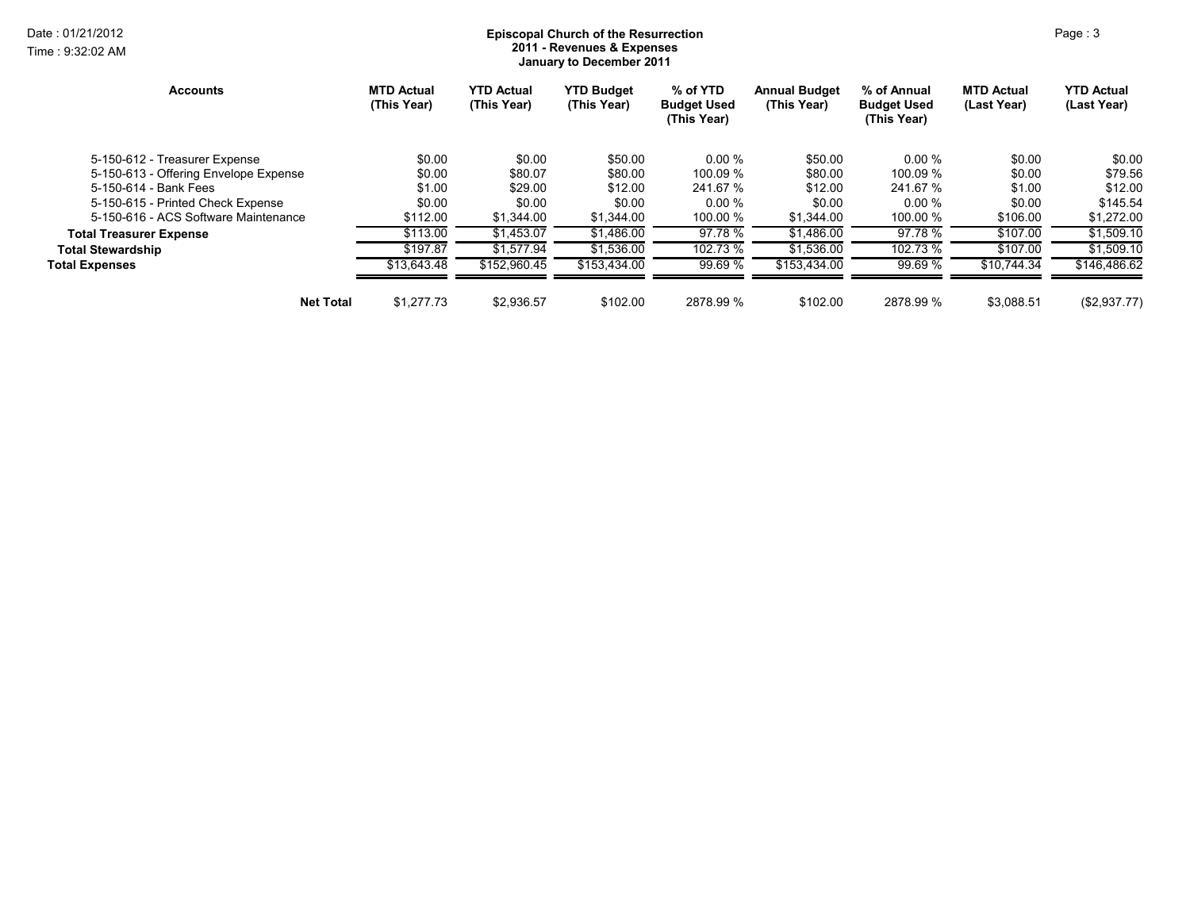**Episcopal Church of the Resurrection**
**2011 - Revenues & Expenses**
**January to December 2011**

Date : 01/21/2012
Time : 9:32:02 AM

| Accounts | MTD Actual (This Year) | YTD Actual (This Year) | YTD Budget (This Year) | % of YTD Budget Used (This Year) | Annual Budget (This Year) | % of Annual Budget Used (This Year) | MTD Actual (Last Year) | YTD Actual (Last Year) |
|---|---|---|---|---|---|---|---|---|
| 5-150-612 - Treasurer Expense | $0.00 | $0.00 | $50.00 | 0.00 % | $50.00 | 0.00 % | $0.00 | $0.00 |
| 5-150-613 - Offering Envelope Expense | $0.00 | $80.07 | $80.00 | 100.09 % | $80.00 | 100.09 % | $0.00 | $79.56 |
| 5-150-614 - Bank Fees | $1.00 | $29.00 | $12.00 | 241.67 % | $12.00 | 241.67 % | $1.00 | $12.00 |
| 5-150-615 - Printed Check Expense | $0.00 | $0.00 | $0.00 | 0.00 % | $0.00 | 0.00 % | $0.00 | $145.54 |
| 5-150-616 - ACS Software Maintenance | $112.00 | $1,344.00 | $1,344.00 | 100.00 % | $1,344.00 | 100.00 % | $106.00 | $1,272.00 |
| **Total Treasurer Expense** | $113.00 | $1,453.07 | $1,486.00 | 97.78 % | $1,486.00 | 97.78 % | $107.00 | $1,509.10 |
| **Total Stewardship** | $197.87 | $1,577.94 | $1,536.00 | 102.73 % | $1,536.00 | 102.73 % | $107.00 | $1,509.10 |
| **Total Expenses** | $13,643.48 | $152,960.45 | $153,434.00 | 99.69 % | $153,434.00 | 99.69 % | $10,744.34 | $146,486.62 |
| **Net Total** | $1,277.73 | $2,936.57 | $102.00 | 2878.99 % | $102.00 | 2878.99 % | $3,088.51 | ($2,937.77) |